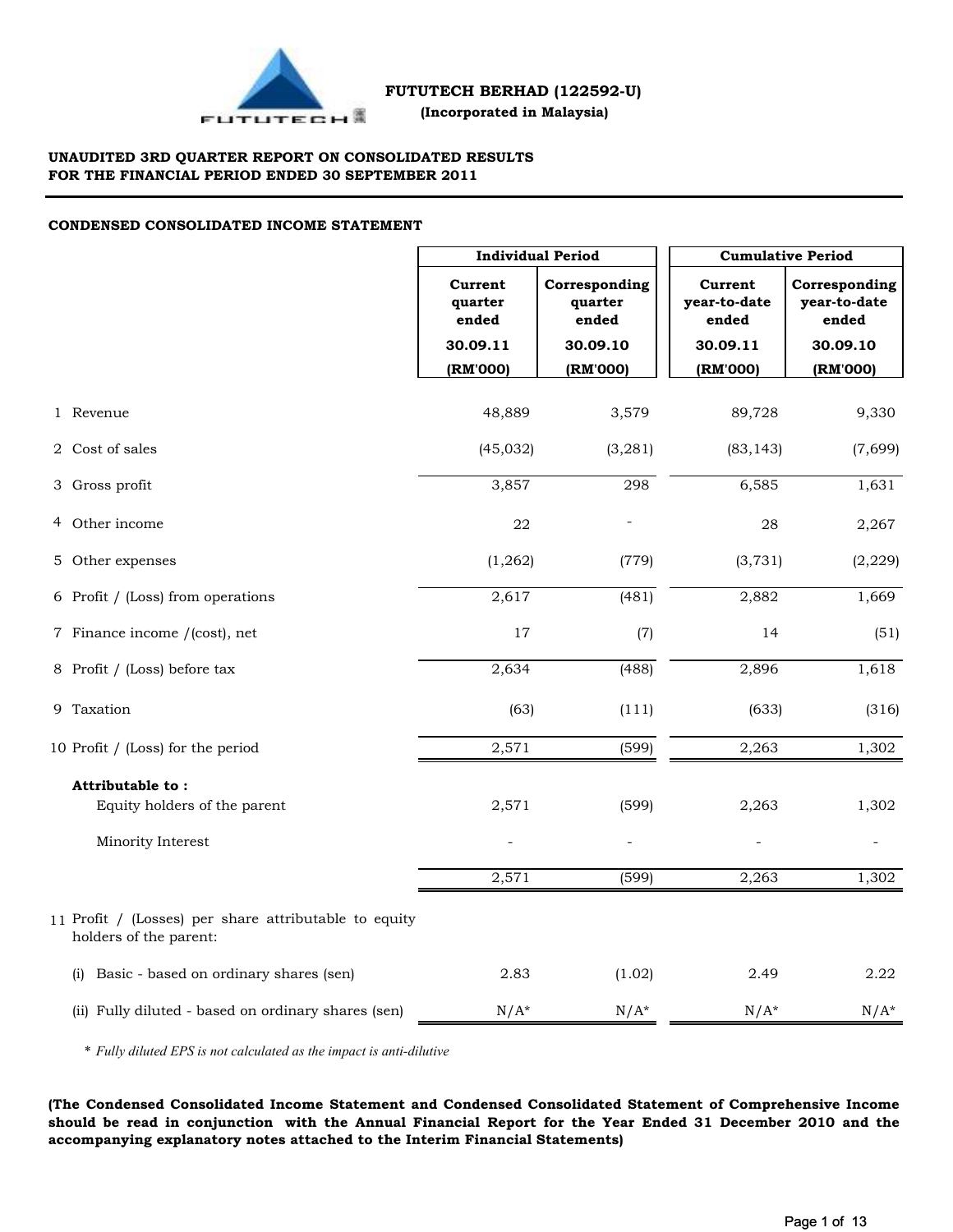**FUTUTECH BERHAD (122592-U)**
**(Incorporated in Malaysia)**

**UNAUDITED 3RD QUARTER REPORT ON CONSOLIDATED RESULTS**
**FOR THE FINANCIAL PERIOD ENDED 30 SEPTEMBER 2011**

**CONDENSED CONSOLIDATED INCOME STATEMENT**

| | | Individual Period | | Cumulative Period | |
|---|---|---|---|---|---|
| | | Current quarter ended 30.09.11 (RM'000) | Corresponding quarter ended 30.09.10 (RM'000) | Current year-to-date ended 30.09.11 (RM'000) | Corresponding year-to-date ended 30.09.10 (RM'000) |
| 1 | Revenue | 48,889 | 3,579 | 89,728 | 9,330 |
| 2 | Cost of sales | (45,032) | (3,281) | (83,143) | (7,699) |
| 3 | Gross profit | 3,857 | 298 | 6,585 | 1,631 |
| 4 | Other income | 22 | - | 28 | 2,267 |
| 5 | Other expenses | (1,262) | (779) | (3,731) | (2,229) |
| 6 | Profit / (Loss) from operations | 2,617 | (481) | 2,882 | 1,669 |
| 7 | Finance income /(cost), net | 17 | (7) | 14 | (51) |
| 8 | Profit / (Loss) before tax | 2,634 | (488) | 2,896 | 1,618 |
| 9 | Taxation | (63) | (111) | (633) | (316) |
| 10 | Profit / (Loss) for the period | 2,571 | (599) | 2,263 | 1,302 |
| | **Attributable to :** | | | | |
| | Equity holders of the parent | 2,571 | (599) | 2,263 | 1,302 |
| | Minority Interest | - | - | - | - |
| | | 2,571 | (599) | 2,263 | 1,302 |
| 11 | Profit / (Losses) per share attributable to equity holders of the parent: | | | | |
| | (i) Basic - based on ordinary shares (sen) | 2.83 | (1.02) | 2.49 | 2.22 |
| | (ii) Fully diluted - based on ordinary shares (sen) | N/A* | N/A* | N/A* | N/A* |

* *Fully diluted EPS is not calculated as the impact is anti-dilutive*

**(The Condensed Consolidated Income Statement and Condensed Consolidated Statement of Comprehensive Income should be read in conjunction with the Annual Financial Report for the Year Ended 31 December 2010 and the accompanying explanatory notes attached to the Interim Financial Statements)**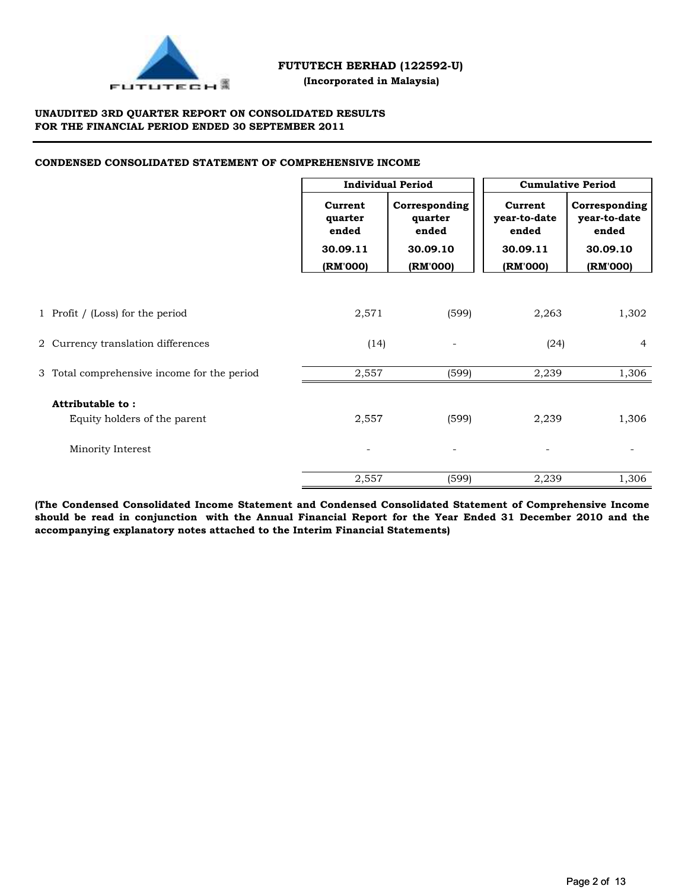**FUTUTECH BERHAD (122592-U)**
**(Incorporated in Malaysia)**

**UNAUDITED 3RD QUARTER REPORT ON CONSOLIDATED RESULTS**
**FOR THE FINANCIAL PERIOD ENDED 30 SEPTEMBER 2011**

**CONDENSED CONSOLIDATED STATEMENT OF COMPREHENSIVE INCOME**

| | Individual Period | | Cumulative Period | |
|---|---|---|---|---|
| | Current quarter ended | Corresponding quarter ended | Current year-to-date ended | Corresponding year-to-date ended |
| | 30.09.11 | 30.09.10 | 30.09.11 | 30.09.10 |
| | (RM'000) | (RM'000) | (RM'000) | (RM'000) |
| 1 Profit / (Loss) for the period | 2,571 | (599) | 2,263 | 1,302 |
| 2 Currency translation differences | (14) | - | (24) | 4 |
| 3 Total comprehensive income for the period | 2,557 | (599) | 2,239 | 1,306 |
| **Attributable to :** | | | | |
| Equity holders of the parent | 2,557 | (599) | 2,239 | 1,306 |
| Minority Interest | - | - | - | - |
| | 2,557 | (599) | 2,239 | 1,306 |

**(The Condensed Consolidated Income Statement and Condensed Consolidated Statement of Comprehensive Income should be read in conjunction with the Annual Financial Report for the Year Ended 31 December 2010 and the accompanying explanatory notes attached to the Interim Financial Statements)**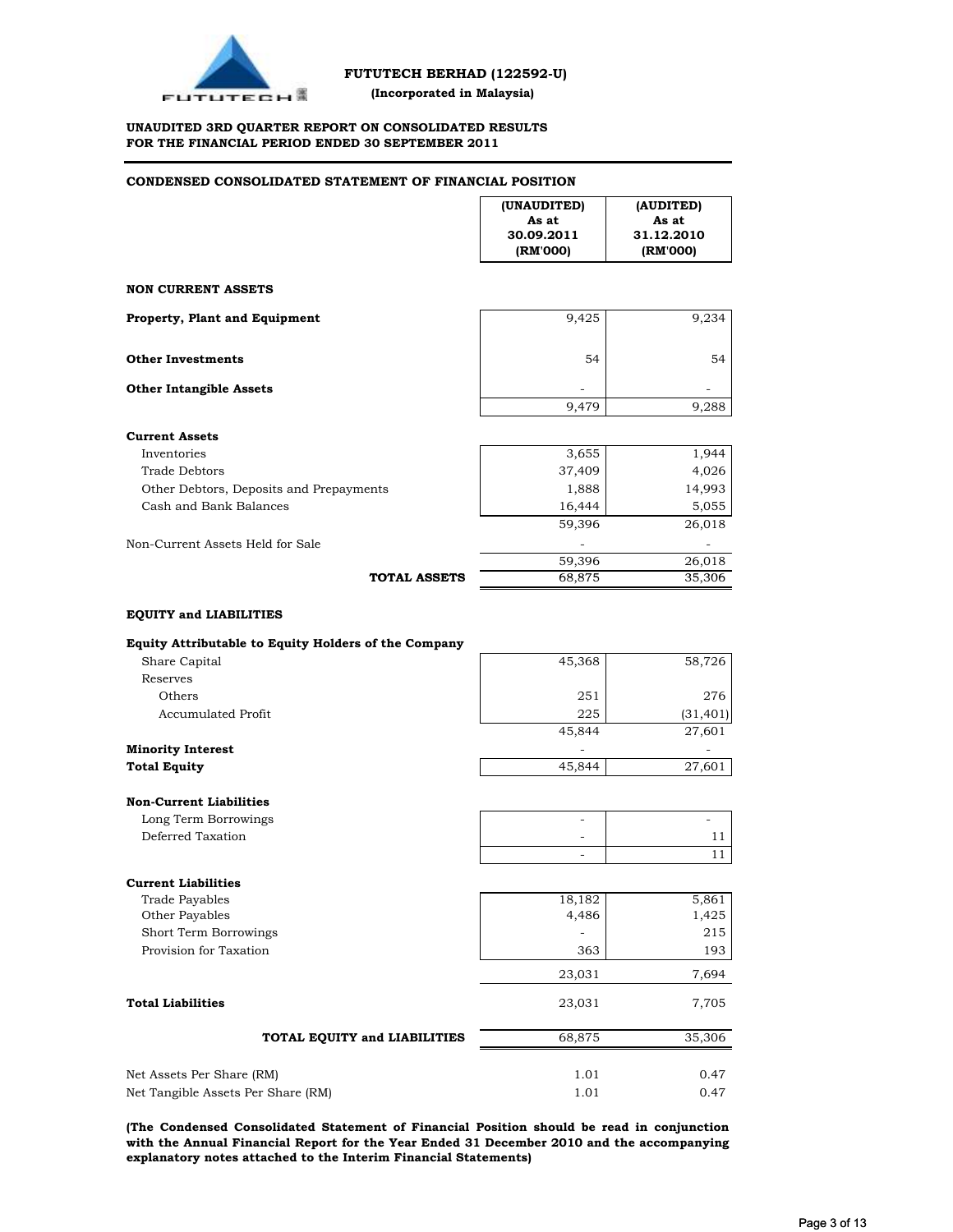**FUTUTECH BERHAD (122592-U)**

**(Incorporated in Malaysia)**

**UNAUDITED 3RD QUARTER REPORT ON CONSOLIDATED RESULTS**
**FOR THE FINANCIAL PERIOD ENDED 30 SEPTEMBER 2011**

## CONDENSED CONSOLIDATED STATEMENT OF FINANCIAL POSITION

| | (UNAUDITED) As at 30.09.2011 (RM'000) | (AUDITED) As at 31.12.2010 (RM'000) |
|---|---|---|
| **NON CURRENT ASSETS** | | |
| **Property, Plant and Equipment** | 9,425 | 9,234 |
| **Other Investments** | 54 | 54 |
| **Other Intangible Assets** | - | - |
| | 9,479 | 9,288 |
| **Current Assets** | | |
| Inventories | 3,655 | 1,944 |
| Trade Debtors | 37,409 | 4,026 |
| Other Debtors, Deposits and Prepayments | 1,888 | 14,993 |
| Cash and Bank Balances | 16,444 | 5,055 |
| | 59,396 | 26,018 |
| Non-Current Assets Held for Sale | - | - |
| | 59,396 | 26,018 |
| **TOTAL ASSETS** | 68,875 | 35,306 |
| **EQUITY and LIABILITIES** | | |
| **Equity Attributable to Equity Holders of the Company** | | |
| Share Capital | 45,368 | 58,726 |
| Reserves | | |
| Others | 251 | 276 |
| Accumulated Profit | 225 | (31,401) |
| | 45,844 | 27,601 |
| **Minority Interest** | - | - |
| **Total Equity** | 45,844 | 27,601 |
| **Non-Current Liabilities** | | |
| Long Term Borrowings | - | - |
| Deferred Taxation | - | 11 |
| | - | 11 |
| **Current Liabilities** | | |
| Trade Payables | 18,182 | 5,861 |
| Other Payables | 4,486 | 1,425 |
| Short Term Borrowings | - | 215 |
| Provision for Taxation | 363 | 193 |
| | 23,031 | 7,694 |
| **Total Liabilities** | 23,031 | 7,705 |
| **TOTAL EQUITY and LIABILITIES** | 68,875 | 35,306 |
| Net Assets Per Share (RM) | 1.01 | 0.47 |
| Net Tangible Assets Per Share (RM) | 1.01 | 0.47 |

**(The Condensed Consolidated Statement of Financial Position should be read in conjunction with the Annual Financial Report for the Year Ended 31 December 2010 and the accompanying explanatory notes attached to the Interim Financial Statements)**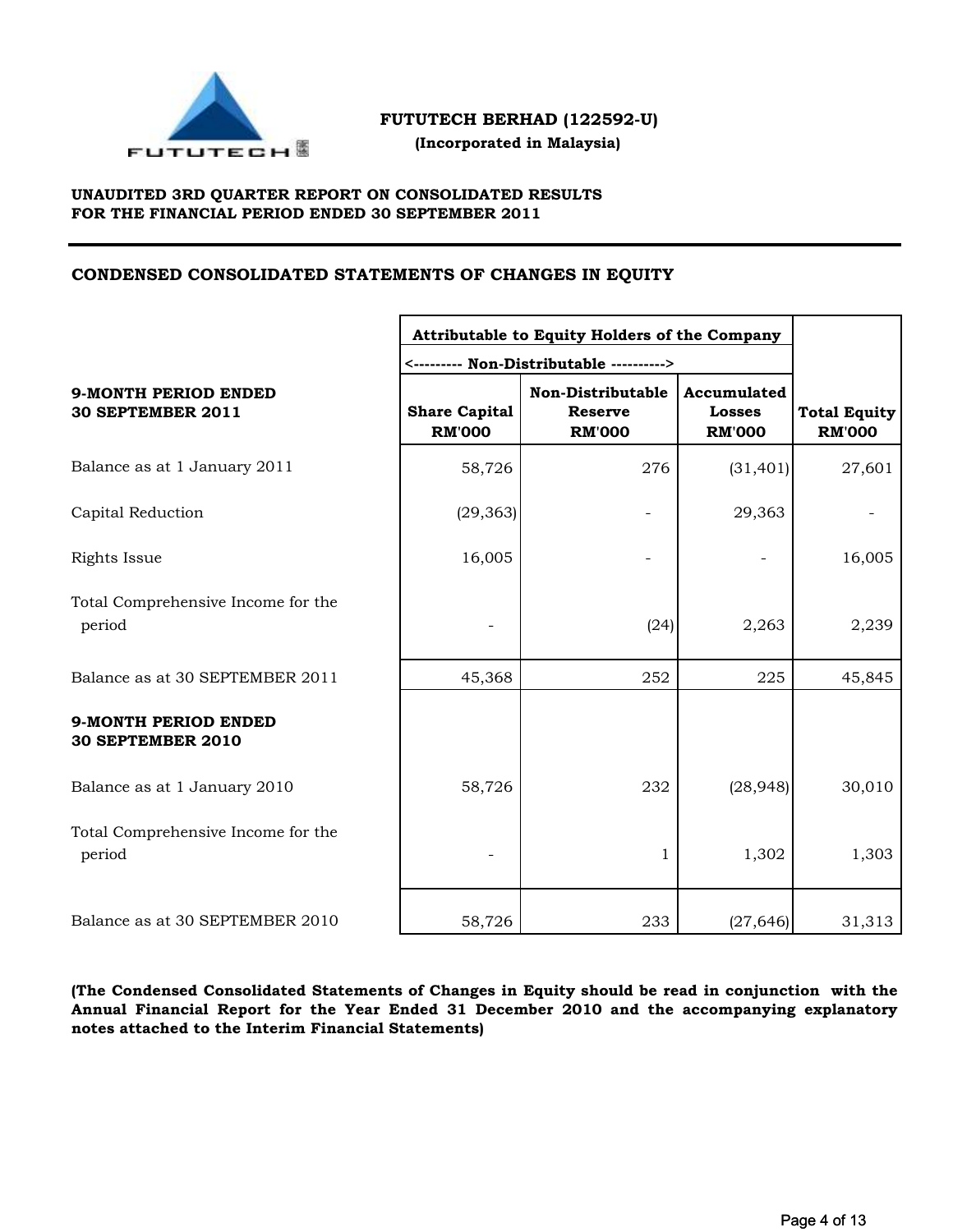**FUTUTECH BERHAD (122592-U)**
**(Incorporated in Malaysia)**

**UNAUDITED 3RD QUARTER REPORT ON CONSOLIDATED RESULTS**
**FOR THE FINANCIAL PERIOD ENDED 30 SEPTEMBER 2011**

## CONDENSED CONSOLIDATED STATEMENTS OF CHANGES IN EQUITY

| | Attributable to Equity Holders of the Company | | | |
|---|---|---|---|---|
| | <--------- Non-Distributable ----------> | | | |
| **9-MONTH PERIOD ENDED 30 SEPTEMBER 2011** | **Share Capital RM'000** | **Non-Distributable Reserve RM'000** | **Accumulated Losses RM'000** | **Total Equity RM'000** |
| Balance as at 1 January 2011 | 58,726 | 276 | (31,401) | 27,601 |
| Capital Reduction | (29,363) | - | 29,363 | - |
| Rights Issue | 16,005 | - | - | 16,005 |
| Total Comprehensive Income for the period | - | (24) | 2,263 | 2,239 |
| Balance as at 30 SEPTEMBER 2011 | 45,368 | 252 | 225 | 45,845 |
| **9-MONTH PERIOD ENDED 30 SEPTEMBER 2010** | | | | |
| Balance as at 1 January 2010 | 58,726 | 232 | (28,948) | 30,010 |
| Total Comprehensive Income for the period | - | 1 | 1,302 | 1,303 |
| Balance as at 30 SEPTEMBER 2010 | 58,726 | 233 | (27,646) | 31,313 |

**(The Condensed Consolidated Statements of Changes in Equity should be read in conjunction with the Annual Financial Report for the Year Ended 31 December 2010 and the accompanying explanatory notes attached to the Interim Financial Statements)**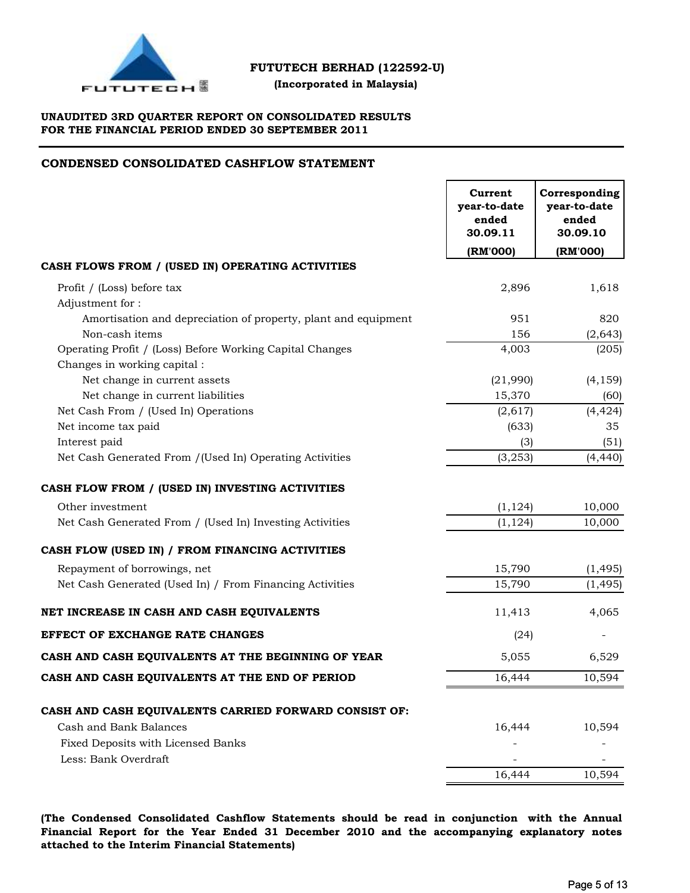**FUTUTECH BERHAD (122592-U)**
**(Incorporated in Malaysia)**

**UNAUDITED 3RD QUARTER REPORT ON CONSOLIDATED RESULTS FOR THE FINANCIAL PERIOD ENDED 30 SEPTEMBER 2011**

## CONDENSED CONSOLIDATED CASHFLOW STATEMENT

| | Current year-to-date ended 30.09.11 (RM'000) | Corresponding year-to-date ended 30.09.10 (RM'000) |
|---|---|---|
| **CASH FLOWS FROM / (USED IN) OPERATING ACTIVITIES** | | |
| Profit / (Loss) before tax | 2,896 | 1,618 |
| Adjustment for : | | |
| Amortisation and depreciation of property, plant and equipment | 951 | 820 |
| Non-cash items | 156 | (2,643) |
| Operating Profit / (Loss) Before Working Capital Changes | 4,003 | (205) |
| Changes in working capital : | | |
| Net change in current assets | (21,990) | (4,159) |
| Net change in current liabilities | 15,370 | (60) |
| Net Cash From / (Used In) Operations | (2,617) | (4,424) |
| Net income tax paid | (633) | 35 |
| Interest paid | (3) | (51) |
| Net Cash Generated From /(Used In) Operating Activities | (3,253) | (4,440) |
| **CASH FLOW FROM / (USED IN) INVESTING ACTIVITIES** | | |
| Other investment | (1,124) | 10,000 |
| Net Cash Generated From / (Used In) Investing Activities | (1,124) | 10,000 |
| **CASH FLOW (USED IN) / FROM FINANCING ACTIVITIES** | | |
| Repayment of borrowings, net | 15,790 | (1,495) |
| Net Cash Generated (Used In) / From Financing Activities | 15,790 | (1,495) |
| **NET INCREASE IN CASH AND CASH EQUIVALENTS** | 11,413 | 4,065 |
| **EFFECT OF EXCHANGE RATE CHANGES** | (24) | - |
| **CASH AND CASH EQUIVALENTS AT THE BEGINNING OF YEAR** | 5,055 | 6,529 |
| **CASH AND CASH EQUIVALENTS AT THE END OF PERIOD** | 16,444 | 10,594 |
| **CASH AND CASH EQUIVALENTS CARRIED FORWARD CONSIST OF:** | | |
| Cash and Bank Balances | 16,444 | 10,594 |
| Fixed Deposits with Licensed Banks | - | - |
| Less: Bank Overdraft | - | - |
| | 16,444 | 10,594 |

**(The Condensed Consolidated Cashflow Statements should be read in conjunction with the Annual Financial Report for the Year Ended 31 December 2010 and the accompanying explanatory notes attached to the Interim Financial Statements)**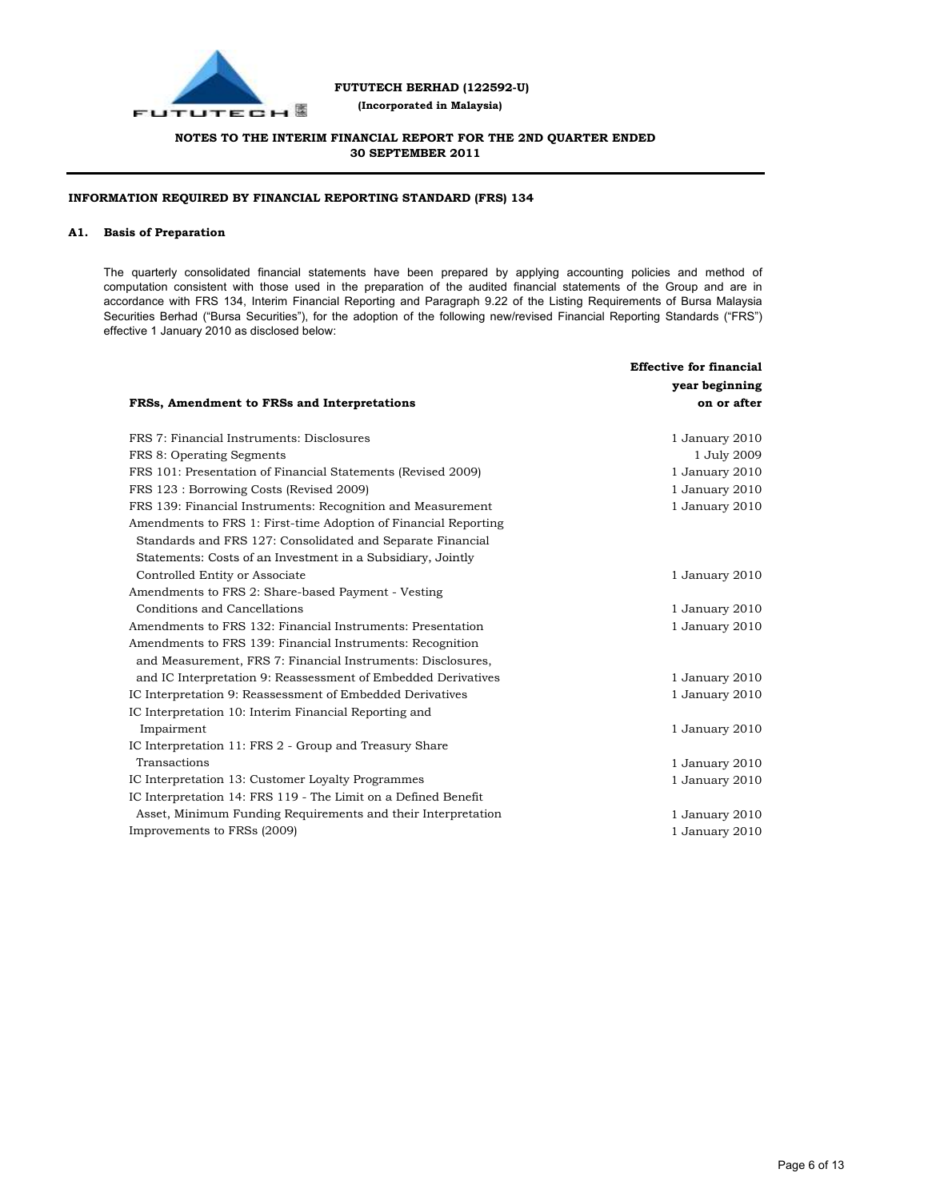**FUTUTECH BERHAD (122592-U)**

**(Incorporated in Malaysia)**

**NOTES TO THE INTERIM FINANCIAL REPORT FOR THE 2ND QUARTER ENDED 30 SEPTEMBER 2011**

**INFORMATION REQUIRED BY FINANCIAL REPORTING STANDARD (FRS) 134**

## A1. Basis of Preparation

The quarterly consolidated financial statements have been prepared by applying accounting policies and method of computation consistent with those used in the preparation of the audited financial statements of the Group and are in accordance with FRS 134, Interim Financial Reporting and Paragraph 9.22 of the Listing Requirements of Bursa Malaysia Securities Berhad ("Bursa Securities"), for the adoption of the following new/revised Financial Reporting Standards ("FRS") effective 1 January 2010 as disclosed below:

| FRSs, Amendment to FRSs and Interpretations | Effective for financial year beginning on or after |
|---|---|
| FRS 7: Financial Instruments: Disclosures | 1 January 2010 |
| FRS 8: Operating Segments | 1 July 2009 |
| FRS 101: Presentation of Financial Statements (Revised 2009) | 1 January 2010 |
| FRS 123 : Borrowing Costs (Revised 2009) | 1 January 2010 |
| FRS 139: Financial Instruments: Recognition and Measurement | 1 January 2010 |
| Amendments to FRS 1: First-time Adoption of Financial Reporting Standards and FRS 127: Consolidated and Separate Financial Statements: Costs of an Investment in a Subsidiary, Jointly Controlled Entity or Associate | 1 January 2010 |
| Amendments to FRS 2: Share-based Payment - Vesting Conditions and Cancellations | 1 January 2010 |
| Amendments to FRS 132: Financial Instruments: Presentation | 1 January 2010 |
| Amendments to FRS 139: Financial Instruments: Recognition and Measurement, FRS 7: Financial Instruments: Disclosures, and IC Interpretation 9: Reassessment of Embedded Derivatives | 1 January 2010 |
| IC Interpretation 9: Reassessment of Embedded Derivatives | 1 January 2010 |
| IC Interpretation 10: Interim Financial Reporting and Impairment | 1 January 2010 |
| IC Interpretation 11: FRS 2 - Group and Treasury Share Transactions | 1 January 2010 |
| IC Interpretation 13: Customer Loyalty Programmes | 1 January 2010 |
| IC Interpretation 14: FRS 119 - The Limit on a Defined Benefit Asset, Minimum Funding Requirements and their Interpretation | 1 January 2010 |
| Improvements to FRSs (2009) | 1 January 2010 |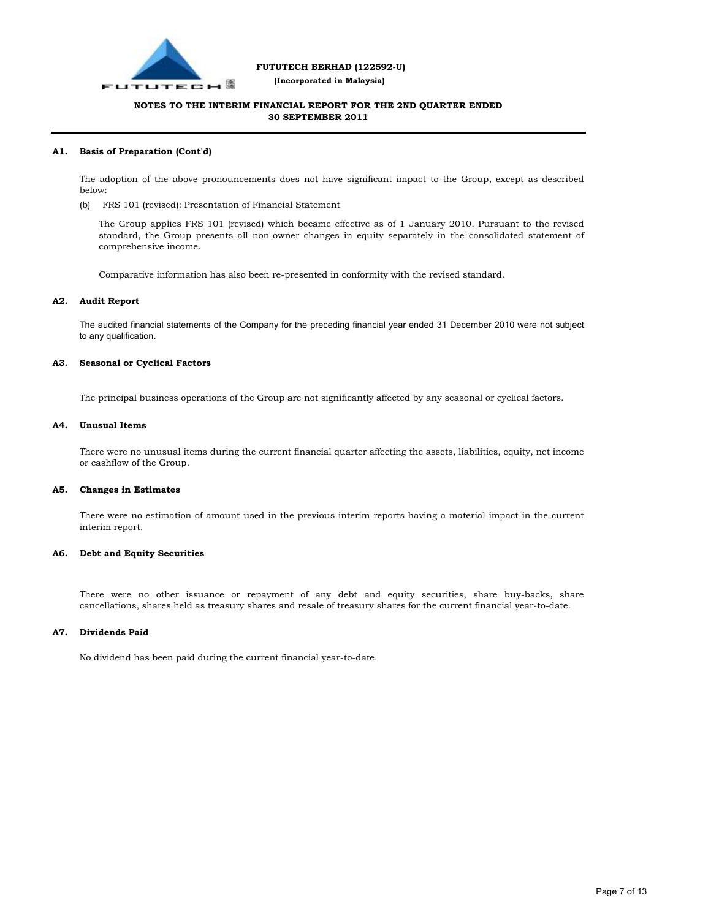### A1. Basis of Preparation (Cont'd)

The adoption of the above pronouncements does not have significant impact to the Group, except as described below:

(b) FRS 101 (revised): Presentation of Financial Statement

The Group applies FRS 101 (revised) which became effective as of 1 January 2010. Pursuant to the revised standard, the Group presents all non-owner changes in equity separately in the consolidated statement of comprehensive income.

Comparative information has also been re-presented in conformity with the revised standard.

### A2. Audit Report

The audited financial statements of the Company for the preceding financial year ended 31 December 2010 were not subject to any qualification.

### A3. Seasonal or Cyclical Factors

The principal business operations of the Group are not significantly affected by any seasonal or cyclical factors.

### A4. Unusual Items

There were no unusual items during the current financial quarter affecting the assets, liabilities, equity, net income or cashflow of the Group.

### A5. Changes in Estimates

There were no estimation of amount used in the previous interim reports having a material impact in the current interim report.

### A6. Debt and Equity Securities

There were no other issuance or repayment of any debt and equity securities, share buy-backs, share cancellations, shares held as treasury shares and resale of treasury shares for the current financial year-to-date.

### A7. Dividends Paid

No dividend has been paid during the current financial year-to-date.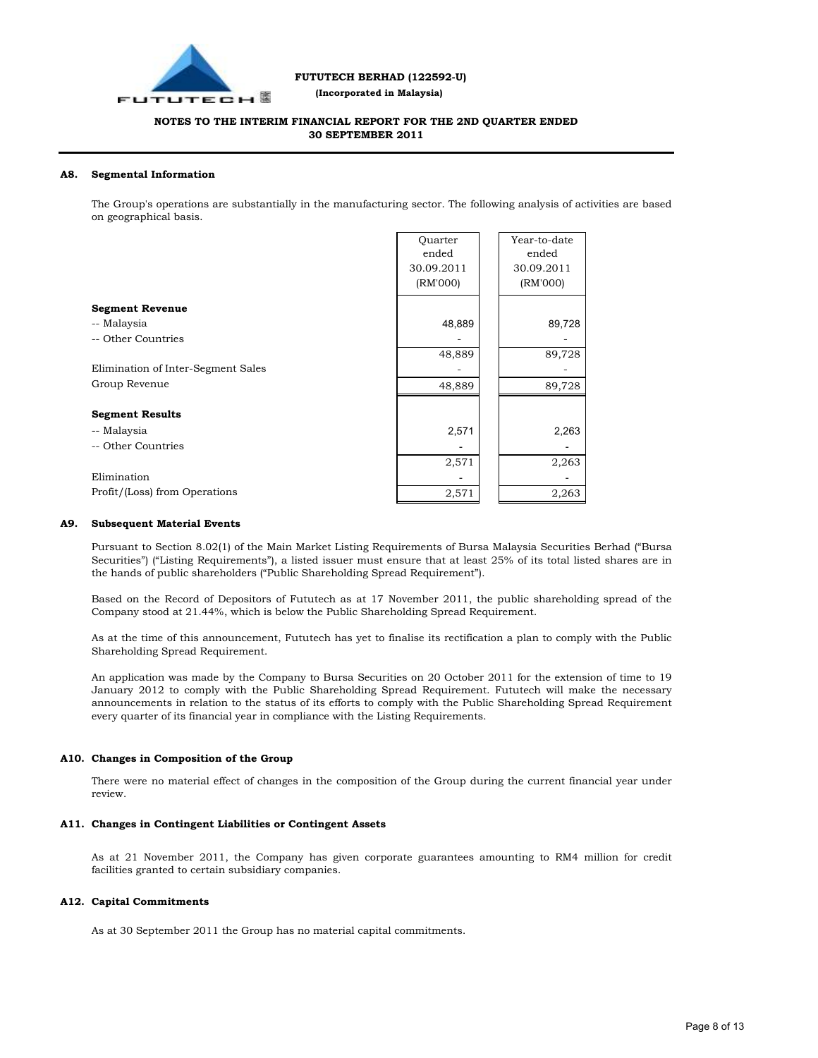### A8. Segmental Information

The Group's operations are substantially in the manufacturing sector. The following analysis of activities are based on geographical basis.

| | Quarter ended 30.09.2011 (RM'000) | Year-to-date ended 30.09.2011 (RM'000) |
|---|---|---|
| **Segment Revenue** | | |
| -- Malaysia | 48,889 | 89,728 |
| -- Other Countries | - | - |
| | 48,889 | 89,728 |
| Elimination of Inter-Segment Sales | - | - |
| Group Revenue | 48,889 | 89,728 |
| **Segment Results** | | |
| -- Malaysia | 2,571 | 2,263 |
| -- Other Countries | - | - |
| | 2,571 | 2,263 |
| Elimination | - | - |
| Profit/(Loss) from Operations | 2,571 | 2,263 |

### A9. Subsequent Material Events

Pursuant to Section 8.02(1) of the Main Market Listing Requirements of Bursa Malaysia Securities Berhad ("Bursa Securities") ("Listing Requirements"), a listed issuer must ensure that at least 25% of its total listed shares are in the hands of public shareholders ("Public Shareholding Spread Requirement").

Based on the Record of Depositors of Fututech as at 17 November 2011, the public shareholding spread of the Company stood at 21.44%, which is below the Public Shareholding Spread Requirement.

As at the time of this announcement, Fututech has yet to finalise its rectification a plan to comply with the Public Shareholding Spread Requirement.

An application was made by the Company to Bursa Securities on 20 October 2011 for the extension of time to 19 January 2012 to comply with the Public Shareholding Spread Requirement. Fututech will make the necessary announcements in relation to the status of its efforts to comply with the Public Shareholding Spread Requirement every quarter of its financial year in compliance with the Listing Requirements.

### A10. Changes in Composition of the Group

There were no material effect of changes in the composition of the Group during the current financial year under review.

### A11. Changes in Contingent Liabilities or Contingent Assets

As at 21 November 2011, the Company has given corporate guarantees amounting to RM4 million for credit facilities granted to certain subsidiary companies.

### A12. Capital Commitments

As at 30 September 2011 the Group has no material capital commitments.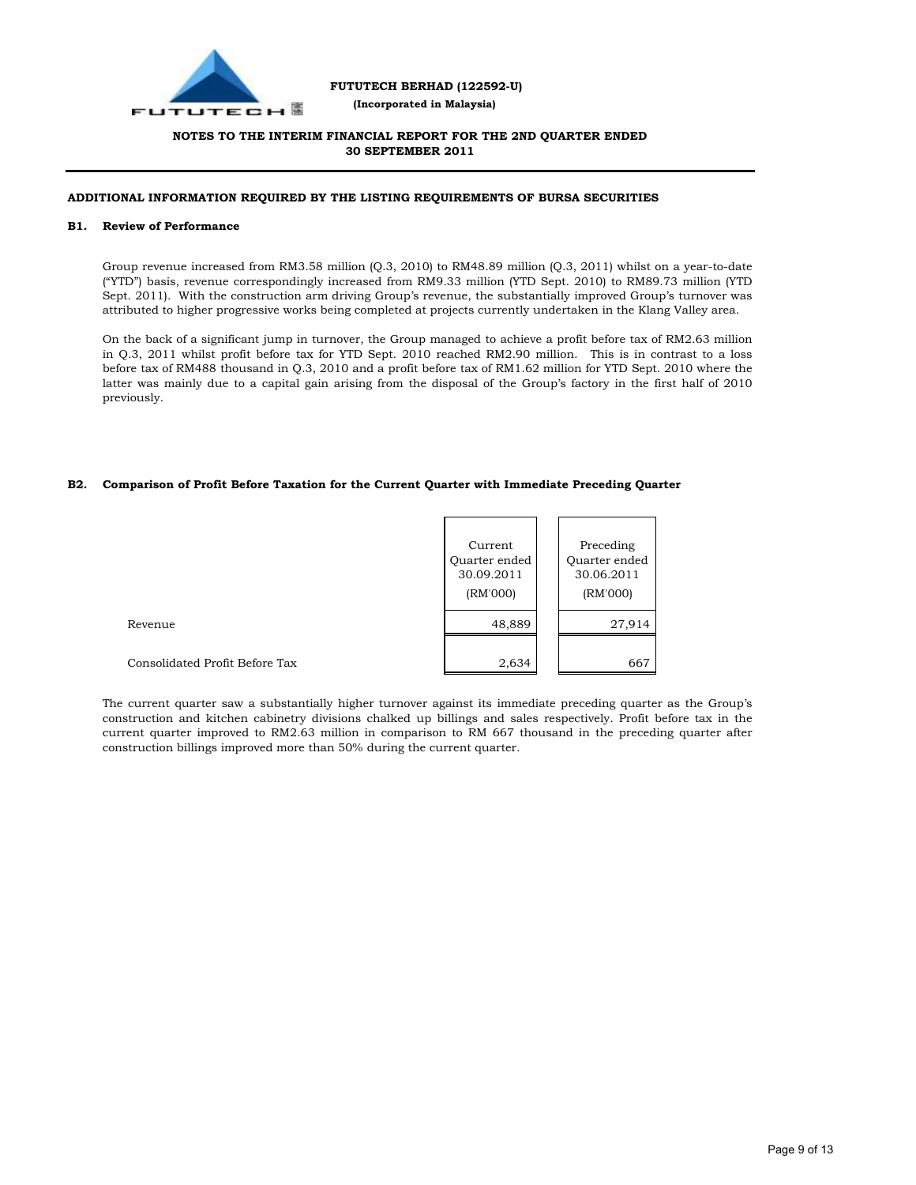**FUTUTECH BERHAD (122592-U)**
**(Incorporated in Malaysia)**

**NOTES TO THE INTERIM FINANCIAL REPORT FOR THE 2ND QUARTER ENDED 30 SEPTEMBER 2011**

**ADDITIONAL INFORMATION REQUIRED BY THE LISTING REQUIREMENTS OF BURSA SECURITIES**

**B1. Review of Performance**

Group revenue increased from RM3.58 million (Q.3, 2010) to RM48.89 million (Q.3, 2011) whilst on a year-to-date ("YTD") basis, revenue correspondingly increased from RM9.33 million (YTD Sept. 2010) to RM89.73 million (YTD Sept. 2011). With the construction arm driving Group's revenue, the substantially improved Group's turnover was attributed to higher progressive works being completed at projects currently undertaken in the Klang Valley area.

On the back of a significant jump in turnover, the Group managed to achieve a profit before tax of RM2.63 million in Q.3, 2011 whilst profit before tax for YTD Sept. 2010 reached RM2.90 million. This is in contrast to a loss before tax of RM488 thousand in Q.3, 2010 and a profit before tax of RM1.62 million for YTD Sept. 2010 where the latter was mainly due to a capital gain arising from the disposal of the Group's factory in the first half of 2010 previously.

**B2. Comparison of Profit Before Taxation for the Current Quarter with Immediate Preceding Quarter**

| | Current Quarter ended 30.09.2011 (RM'000) | Preceding Quarter ended 30.06.2011 (RM'000) |
|---|---|---|
| Revenue | 48,889 | 27,914 |
| Consolidated Profit Before Tax | 2,634 | 667 |

The current quarter saw a substantially higher turnover against its immediate preceding quarter as the Group's construction and kitchen cabinetry divisions chalked up billings and sales respectively. Profit before tax in the current quarter improved to RM2.63 million in comparison to RM 667 thousand in the preceding quarter after construction billings improved more than 50% during the current quarter.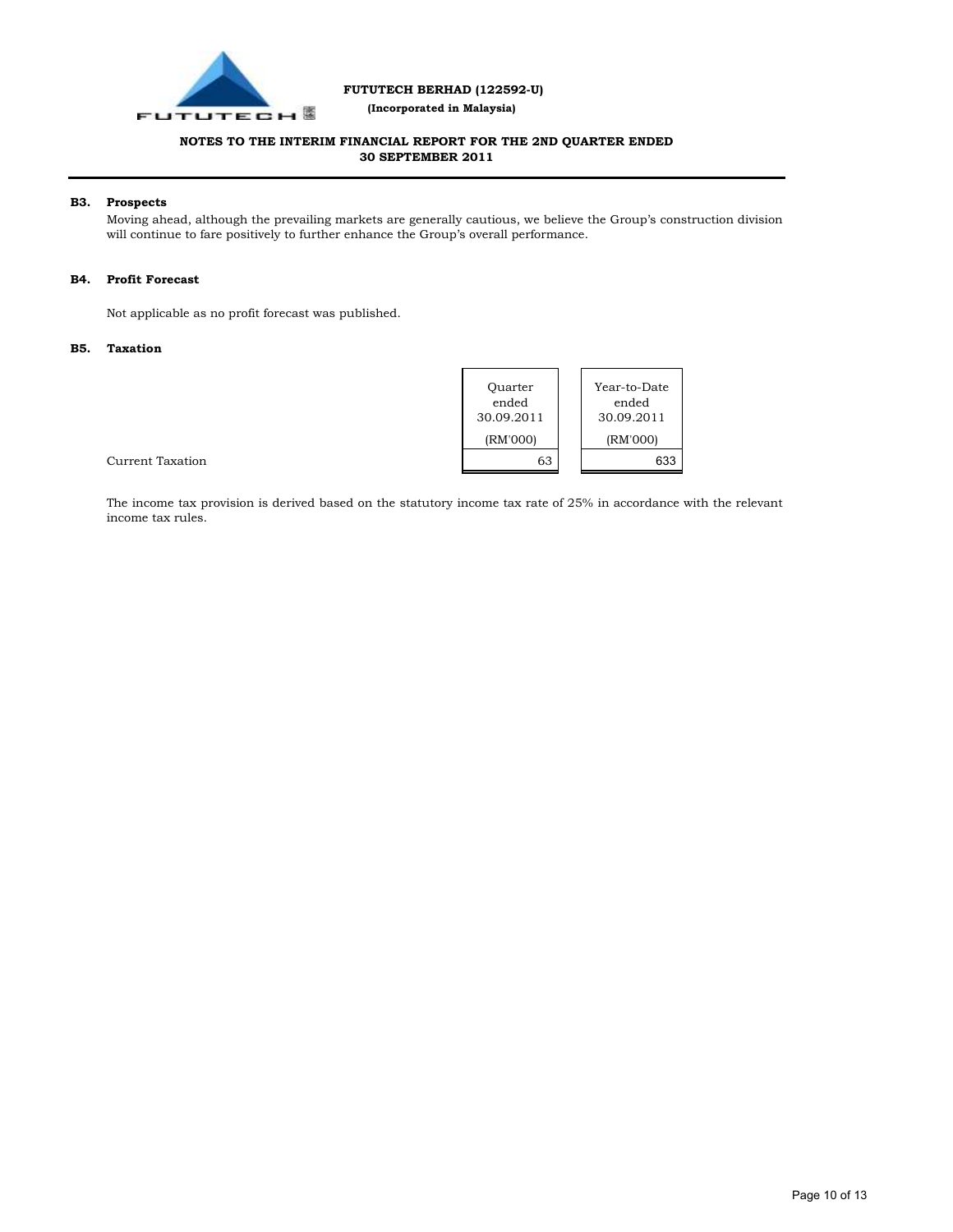## B3. Prospects

Moving ahead, although the prevailing markets are generally cautious, we believe the Group's construction division will continue to fare positively to further enhance the Group's overall performance.

## B4. Profit Forecast

Not applicable as no profit forecast was published.

## B5. Taxation

| | Quarter ended 30.09.2011 (RM'000) | Year-to-Date ended 30.09.2011 (RM'000) |
|---|---|---|
| Current Taxation | 63 | 633 |

The income tax provision is derived based on the statutory income tax rate of 25% in accordance with the relevant income tax rules.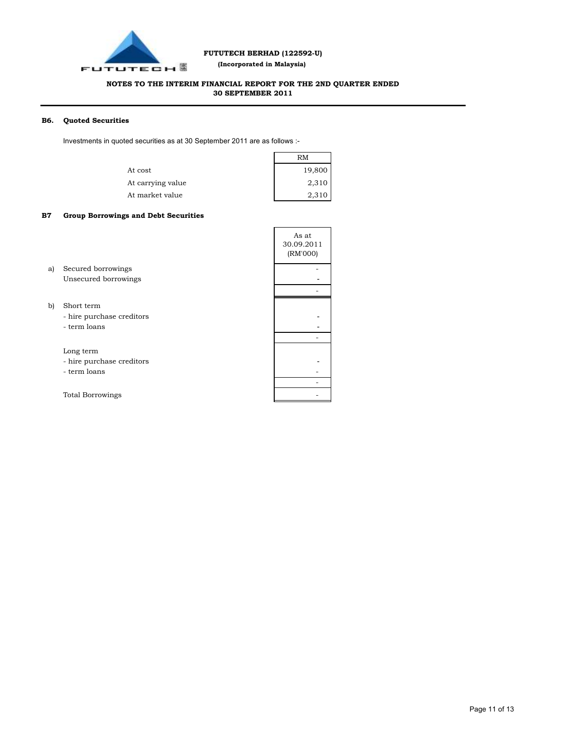**FUTUTECH BERHAD (122592-U)**
**(Incorporated in Malaysia)**

**NOTES TO THE INTERIM FINANCIAL REPORT FOR THE 2ND QUARTER ENDED 30 SEPTEMBER 2011**

### B6. Quoted Securities

Investments in quoted securities as at 30 September 2011 are as follows :-

| | RM |
|---|---|
| At cost | 19,800 |
| At carrying value | 2,310 |
| At market value | 2,310 |

### B7 Group Borrowings and Debt Securities

| | | As at 30.09.2011 (RM'000) |
|---|---|---|
| a) | Secured borrowings | - |
| | Unsecured borrowings | - |
| | | - |
| b) | Short term | |
| | - hire purchase creditors | - |
| | - term loans | - |
| | | - |
| | Long term | |
| | - hire purchase creditors | - |
| | - term loans | - |
| | | - |
| | Total Borrowings | - |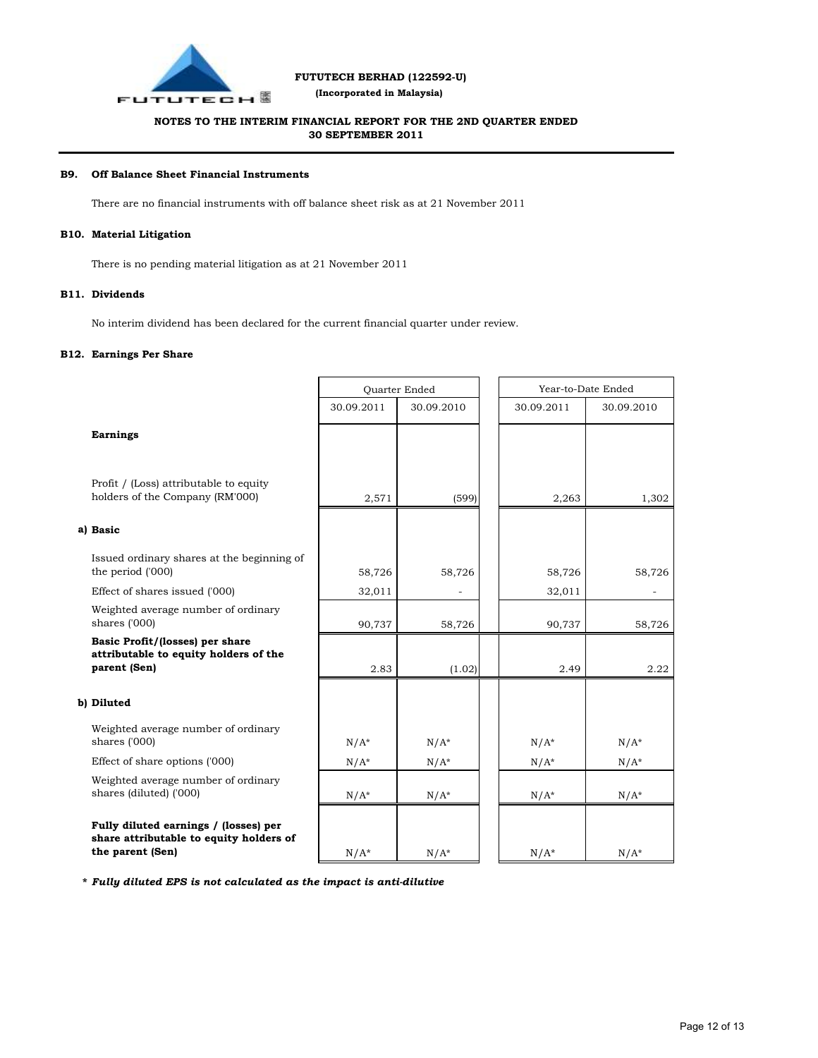**FUTUTECH BERHAD (122592-U)**

**(Incorporated in Malaysia)**

**NOTES TO THE INTERIM FINANCIAL REPORT FOR THE 2ND QUARTER ENDED 30 SEPTEMBER 2011**

### B9. Off Balance Sheet Financial Instruments

There are no financial instruments with off balance sheet risk as at 21 November 2011

### B10. Material Litigation

There is no pending material litigation as at 21 November 2011

### B11. Dividends

No interim dividend has been declared for the current financial quarter under review.

### B12. Earnings Per Share

| | Quarter Ended | | Year-to-Date Ended | |
|---|---|---|---|---|
| | 30.09.2011 | 30.09.2010 | 30.09.2011 | 30.09.2010 |
| **Earnings** | | | | |
| Profit / (Loss) attributable to equity holders of the Company (RM'000) | 2,571 | (599) | 2,263 | 1,302 |
| **a) Basic** | | | | |
| Issued ordinary shares at the beginning of the period ('000) | 58,726 | 58,726 | 58,726 | 58,726 |
| Effect of shares issued ('000) | 32,011 | - | 32,011 | - |
| Weighted average number of ordinary shares ('000) | 90,737 | 58,726 | 90,737 | 58,726 |
| **Basic Profit/(losses) per share attributable to equity holders of the parent (Sen)** | 2.83 | (1.02) | 2.49 | 2.22 |
| **b) Diluted** | | | | |
| Weighted average number of ordinary shares ('000) | N/A* | N/A* | N/A* | N/A* |
| Effect of share options ('000) | N/A* | N/A* | N/A* | N/A* |
| Weighted average number of ordinary shares (diluted) ('000) | N/A* | N/A* | N/A* | N/A* |
| **Fully diluted earnings / (losses) per share attributable to equity holders of the parent (Sen)** | N/A* | N/A* | N/A* | N/A* |

***** ***Fully diluted EPS is not calculated as the impact is anti-dilutive***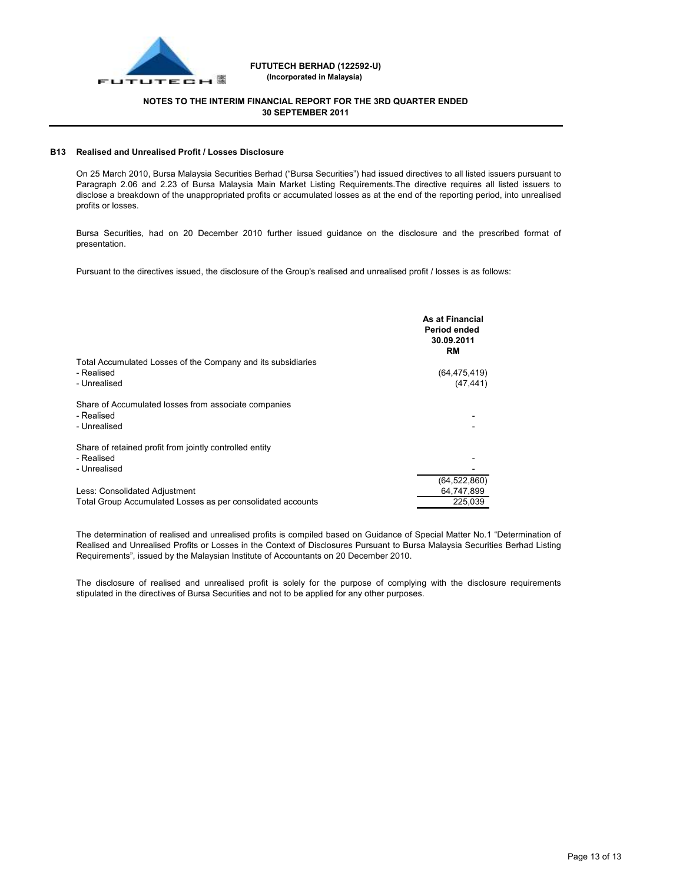**FUTUTECH BERHAD (122592-U)**
**(Incorporated in Malaysia)**

**NOTES TO THE INTERIM FINANCIAL REPORT FOR THE 3RD QUARTER ENDED 30 SEPTEMBER 2011**

### B13 Realised and Unrealised Profit / Losses Disclosure

On 25 March 2010, Bursa Malaysia Securities Berhad ("Bursa Securities") had issued directives to all listed issuers pursuant to Paragraph 2.06 and 2.23 of Bursa Malaysia Main Market Listing Requirements.The directive requires all listed issuers to disclose a breakdown of the unappropriated profits or accumulated losses as at the end of the reporting period, into unrealised profits or losses.

Bursa Securities, had on 20 December 2010 further issued guidance on the disclosure and the prescribed format of presentation.

Pursuant to the directives issued, the disclosure of the Group's realised and unrealised profit / losses is as follows:

| | As at Financial Period ended 30.09.2011 RM |
|---|---|
| Total Accumulated Losses of the Company and its subsidiaries | |
| - Realised | (64,475,419) |
| - Unrealised | (47,441) |
| | |
| Share of Accumulated losses from associate companies | |
| - Realised | - |
| - Unrealised | - |
| | |
| Share of retained profit from jointly controlled entity | |
| - Realised | - |
| - Unrealised | - |
| | (64,522,860) |
| Less: Consolidated Adjustment | 64,747,899 |
| Total Group Accumulated Losses as per consolidated accounts | 225,039 |

The determination of realised and unrealised profits is compiled based on Guidance of Special Matter No.1 "Determination of Realised and Unrealised Profits or Losses in the Context of Disclosures Pursuant to Bursa Malaysia Securities Berhad Listing Requirements", issued by the Malaysian Institute of Accountants on 20 December 2010.

The disclosure of realised and unrealised profit is solely for the purpose of complying with the disclosure requirements stipulated in the directives of Bursa Securities and not to be applied for any other purposes.